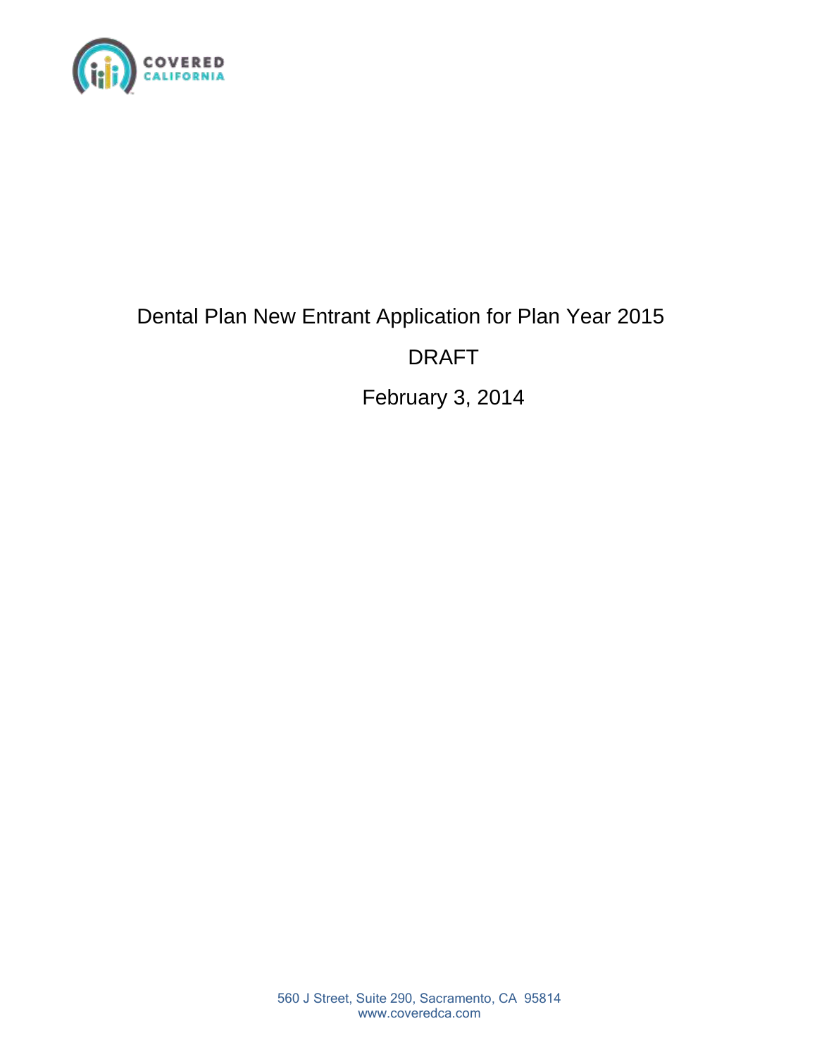COVERED CALIFORNIA

# Dental Plan New Entrant Application for Plan Year 2015

DRAFT

February 3, 2014

560 J Street, Suite 290, Sacramento, CA 95814
www.coveredca.com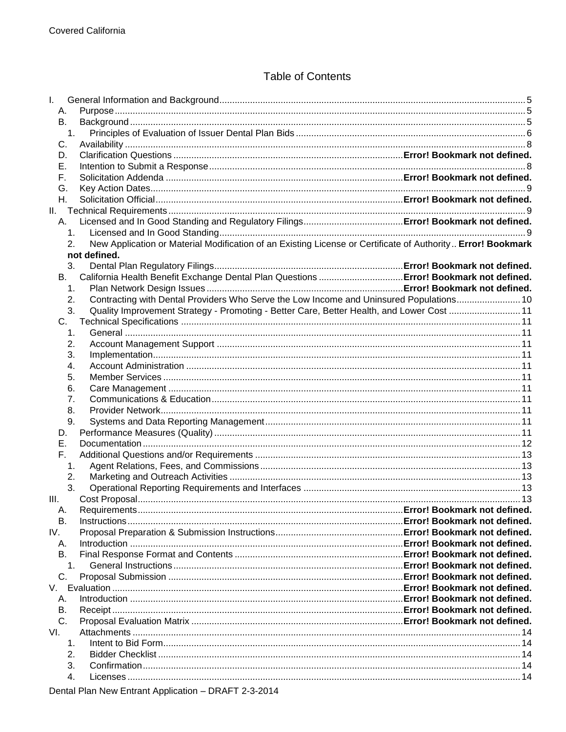# Table of Contents

- I. General Information and Background .......... 5
  - A. Purpose .......... 5
  - B. Background .......... 5
    - 1. Principles of Evaluation of Issuer Dental Plan Bids .......... 6
  - C. Availability .......... 8
  - D. Clarification Questions .......... **Error! Bookmark not defined.**
  - E. Intention to Submit a Response .......... 8
  - F. Solicitation Addenda .......... **Error! Bookmark not defined.**
  - G. Key Action Dates .......... 9
  - H. Solicitation Official .......... **Error! Bookmark not defined.**
- II. Technical Requirements .......... 9
  - A. Licensed and In Good Standing and Regulatory Filings .......... **Error! Bookmark not defined.**
    - 1. Licensed and In Good Standing .......... 9
    - 2. New Application or Material Modification of an Existing License or Certificate of Authority .. **Error! Bookmark not defined.**
    - 3. Dental Plan Regulatory Filings .......... **Error! Bookmark not defined.**
  - B. California Health Benefit Exchange Dental Plan Questions .......... **Error! Bookmark not defined.**
    - 1. Plan Network Design Issues .......... **Error! Bookmark not defined.**
    - 2. Contracting with Dental Providers Who Serve the Low Income and Uninsured Populations .......... 10
    - 3. Quality Improvement Strategy - Promoting - Better Care, Better Health, and Lower Cost .......... 11
  - C. Technical Specifications .......... 11
    - 1. General .......... 11
    - 2. Account Management Support .......... 11
    - 3. Implementation .......... 11
    - 4. Account Administration .......... 11
    - 5. Member Services .......... 11
    - 6. Care Management .......... 11
    - 7. Communications & Education .......... 11
    - 8. Provider Network .......... 11
    - 9. Systems and Data Reporting Management .......... 11
  - D. Performance Measures (Quality) .......... 11
  - E. Documentation .......... 12
  - F. Additional Questions and/or Requirements .......... 13
    - 1. Agent Relations, Fees, and Commissions .......... 13
    - 2. Marketing and Outreach Activities .......... 13
    - 3. Operational Reporting Requirements and Interfaces .......... 13
- III. Cost Proposal .......... 13
  - A. Requirements .......... **Error! Bookmark not defined.**
  - B. Instructions .......... **Error! Bookmark not defined.**
- IV. Proposal Preparation & Submission Instructions .......... **Error! Bookmark not defined.**
  - A. Introduction .......... **Error! Bookmark not defined.**
  - B. Final Response Format and Contents .......... **Error! Bookmark not defined.**
    - 1. General Instructions .......... **Error! Bookmark not defined.**
  - C. Proposal Submission .......... **Error! Bookmark not defined.**
- V. Evaluation .......... **Error! Bookmark not defined.**
  - A. Introduction .......... **Error! Bookmark not defined.**
  - B. Receipt .......... **Error! Bookmark not defined.**
  - C. Proposal Evaluation Matrix .......... **Error! Bookmark not defined.**
- VI. Attachments .......... 14
  - 1. Intent to Bid Form .......... 14
  - 2. Bidder Checklist .......... 14
  - 3. Confirmation .......... 14
  - 4. Licenses .......... 14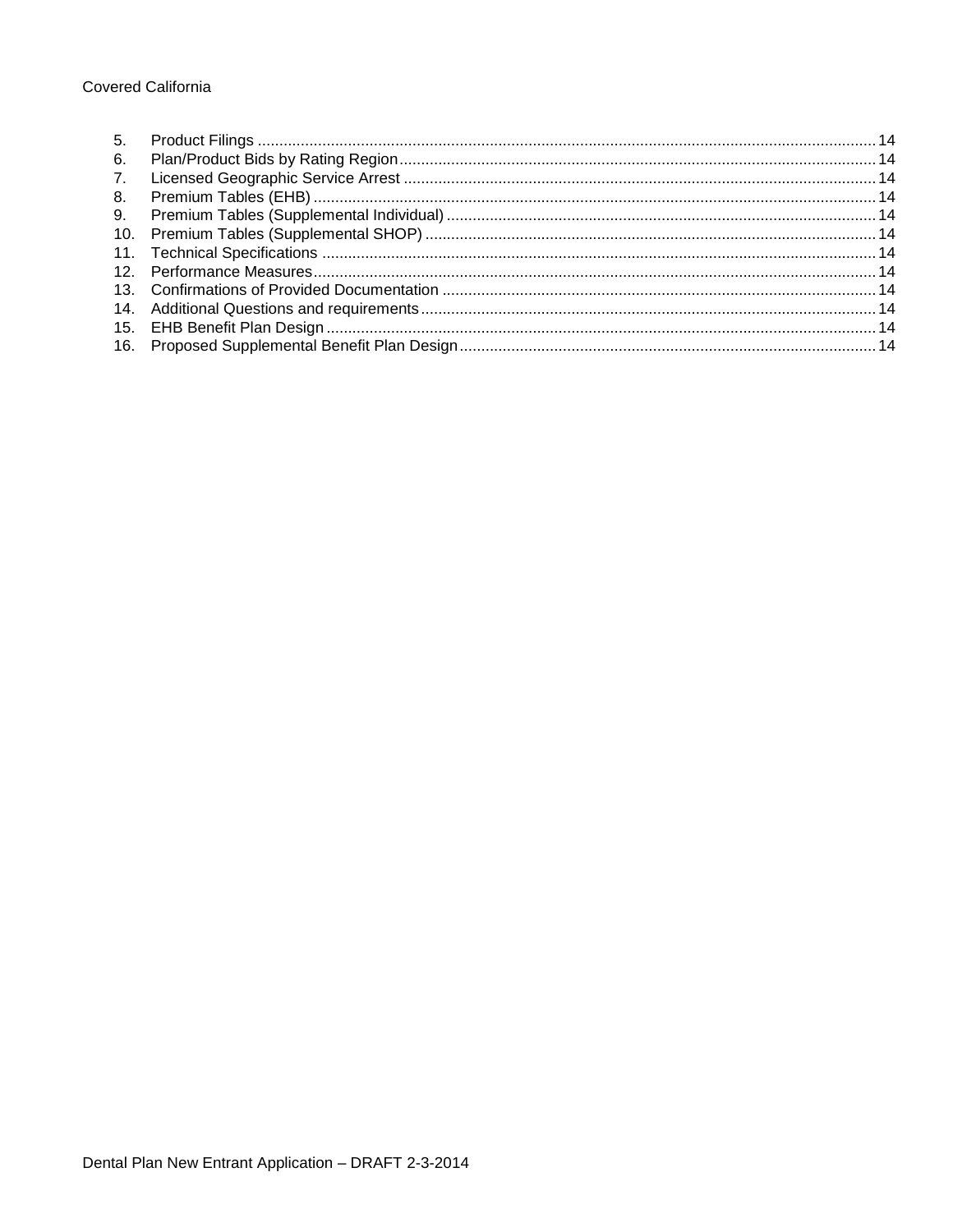5. Product Filings ............................................................................................................................................ 14
6. Plan/Product Bids by Rating Region ............................................................................................................ 14
7. Licensed Geographic Service Arrest ............................................................................................................ 14
8. Premium Tables (EHB) ............................................................................................................................... 14
9. Premium Tables (Supplemental Individual) ................................................................................................. 14
10. Premium Tables (Supplemental SHOP) ...................................................................................................... 14
11. Technical Specifications .............................................................................................................................. 14
12. Performance Measures ................................................................................................................................ 14
13. Confirmations of Provided Documentation .................................................................................................. 14
14. Additional Questions and requirements ....................................................................................................... 14
15. EHB Benefit Plan Design ............................................................................................................................. 14
16. Proposed Supplemental Benefit Plan Design .............................................................................................. 14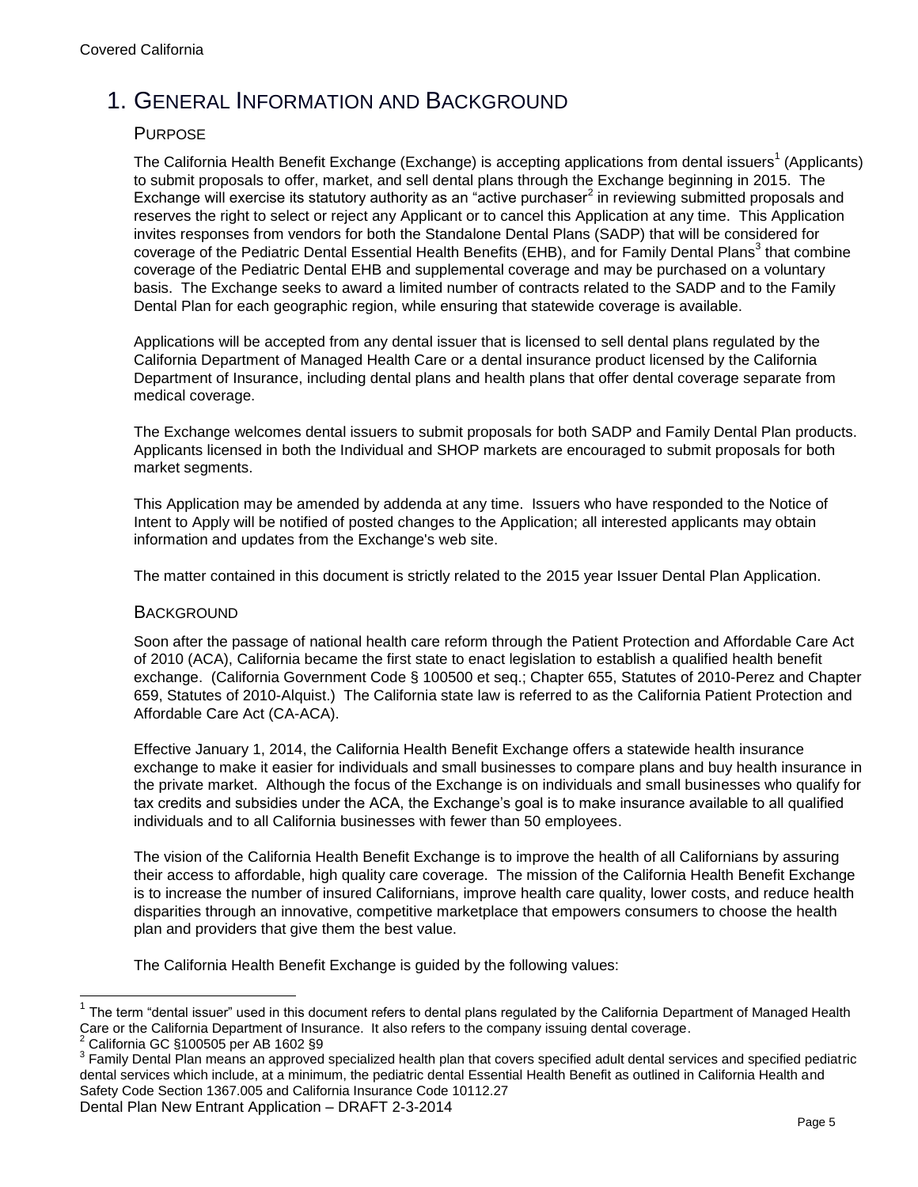# 1. General Information and Background

## Purpose

The California Health Benefit Exchange (Exchange) is accepting applications from dental issuers[1] (Applicants) to submit proposals to offer, market, and sell dental plans through the Exchange beginning in 2015. The Exchange will exercise its statutory authority as an "active purchaser[2] in reviewing submitted proposals and reserves the right to select or reject any Applicant or to cancel this Application at any time. This Application invites responses from vendors for both the Standalone Dental Plans (SADP) that will be considered for coverage of the Pediatric Dental Essential Health Benefits (EHB), and for Family Dental Plans[3] that combine coverage of the Pediatric Dental EHB and supplemental coverage and may be purchased on a voluntary basis. The Exchange seeks to award a limited number of contracts related to the SADP and to the Family Dental Plan for each geographic region, while ensuring that statewide coverage is available.

Applications will be accepted from any dental issuer that is licensed to sell dental plans regulated by the California Department of Managed Health Care or a dental insurance product licensed by the California Department of Insurance, including dental plans and health plans that offer dental coverage separate from medical coverage.

The Exchange welcomes dental issuers to submit proposals for both SADP and Family Dental Plan products. Applicants licensed in both the Individual and SHOP markets are encouraged to submit proposals for both market segments.

This Application may be amended by addenda at any time. Issuers who have responded to the Notice of Intent to Apply will be notified of posted changes to the Application; all interested applicants may obtain information and updates from the Exchange's web site.

The matter contained in this document is strictly related to the 2015 year Issuer Dental Plan Application.

## Background

Soon after the passage of national health care reform through the Patient Protection and Affordable Care Act of 2010 (ACA), California became the first state to enact legislation to establish a qualified health benefit exchange. (California Government Code § 100500 et seq.; Chapter 655, Statutes of 2010-Perez and Chapter 659, Statutes of 2010-Alquist.) The California state law is referred to as the California Patient Protection and Affordable Care Act (CA-ACA).

Effective January 1, 2014, the California Health Benefit Exchange offers a statewide health insurance exchange to make it easier for individuals and small businesses to compare plans and buy health insurance in the private market. Although the focus of the Exchange is on individuals and small businesses who qualify for tax credits and subsidies under the ACA, the Exchange's goal is to make insurance available to all qualified individuals and to all California businesses with fewer than 50 employees.

The vision of the California Health Benefit Exchange is to improve the health of all Californians by assuring their access to affordable, high quality care coverage. The mission of the California Health Benefit Exchange is to increase the number of insured Californians, improve health care quality, lower costs, and reduce health disparities through an innovative, competitive marketplace that empowers consumers to choose the health plan and providers that give them the best value.

The California Health Benefit Exchange is guided by the following values:

---

[1] The term "dental issuer" used in this document refers to dental plans regulated by the California Department of Managed Health Care or the California Department of Insurance. It also refers to the company issuing dental coverage.

[2] California GC §100505 per AB 1602 §9

[3] Family Dental Plan means an approved specialized health plan that covers specified adult dental services and specified pediatric dental services which include, at a minimum, the pediatric dental Essential Health Benefit as outlined in California Health and Safety Code Section 1367.005 and California Insurance Code 10112.27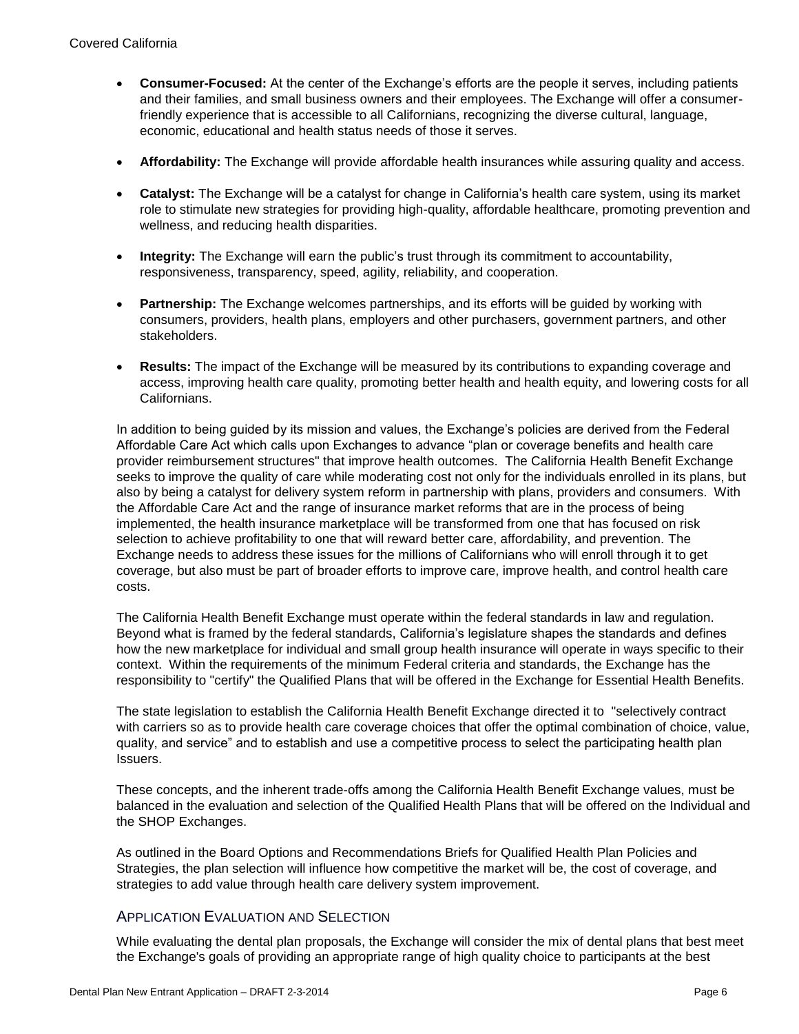- **Consumer-Focused:** At the center of the Exchange's efforts are the people it serves, including patients and their families, and small business owners and their employees. The Exchange will offer a consumer-friendly experience that is accessible to all Californians, recognizing the diverse cultural, language, economic, educational and health status needs of those it serves.
- **Affordability:** The Exchange will provide affordable health insurances while assuring quality and access.
- **Catalyst:** The Exchange will be a catalyst for change in California's health care system, using its market role to stimulate new strategies for providing high-quality, affordable healthcare, promoting prevention and wellness, and reducing health disparities.
- **Integrity:** The Exchange will earn the public's trust through its commitment to accountability, responsiveness, transparency, speed, agility, reliability, and cooperation.
- **Partnership:** The Exchange welcomes partnerships, and its efforts will be guided by working with consumers, providers, health plans, employers and other purchasers, government partners, and other stakeholders.
- **Results:** The impact of the Exchange will be measured by its contributions to expanding coverage and access, improving health care quality, promoting better health and health equity, and lowering costs for all Californians.

In addition to being guided by its mission and values, the Exchange's policies are derived from the Federal Affordable Care Act which calls upon Exchanges to advance "plan or coverage benefits and health care provider reimbursement structures" that improve health outcomes. The California Health Benefit Exchange seeks to improve the quality of care while moderating cost not only for the individuals enrolled in its plans, but also by being a catalyst for delivery system reform in partnership with plans, providers and consumers. With the Affordable Care Act and the range of insurance market reforms that are in the process of being implemented, the health insurance marketplace will be transformed from one that has focused on risk selection to achieve profitability to one that will reward better care, affordability, and prevention. The Exchange needs to address these issues for the millions of Californians who will enroll through it to get coverage, but also must be part of broader efforts to improve care, improve health, and control health care costs.

The California Health Benefit Exchange must operate within the federal standards in law and regulation. Beyond what is framed by the federal standards, California's legislature shapes the standards and defines how the new marketplace for individual and small group health insurance will operate in ways specific to their context. Within the requirements of the minimum Federal criteria and standards, the Exchange has the responsibility to "certify" the Qualified Plans that will be offered in the Exchange for Essential Health Benefits.

The state legislation to establish the California Health Benefit Exchange directed it to "selectively contract with carriers so as to provide health care coverage choices that offer the optimal combination of choice, value, quality, and service" and to establish and use a competitive process to select the participating health plan Issuers.

These concepts, and the inherent trade-offs among the California Health Benefit Exchange values, must be balanced in the evaluation and selection of the Qualified Health Plans that will be offered on the Individual and the SHOP Exchanges.

As outlined in the Board Options and Recommendations Briefs for Qualified Health Plan Policies and Strategies, the plan selection will influence how competitive the market will be, the cost of coverage, and strategies to add value through health care delivery system improvement.

## Application Evaluation and Selection

While evaluating the dental plan proposals, the Exchange will consider the mix of dental plans that best meet the Exchange's goals of providing an appropriate range of high quality choice to participants at the best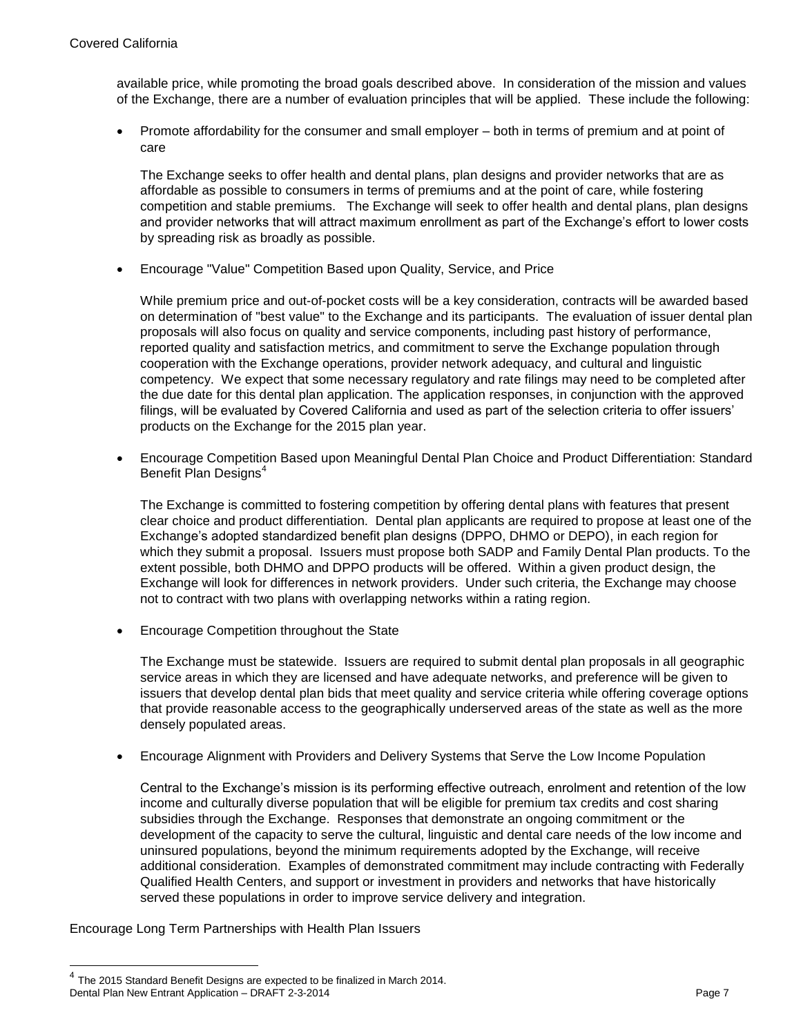available price, while promoting the broad goals described above. In consideration of the mission and values of the Exchange, there are a number of evaluation principles that will be applied. These include the following:

- Promote affordability for the consumer and small employer – both in terms of premium and at point of care

  The Exchange seeks to offer health and dental plans, plan designs and provider networks that are as affordable as possible to consumers in terms of premiums and at the point of care, while fostering competition and stable premiums. The Exchange will seek to offer health and dental plans, plan designs and provider networks that will attract maximum enrollment as part of the Exchange's effort to lower costs by spreading risk as broadly as possible.

- Encourage "Value" Competition Based upon Quality, Service, and Price

  While premium price and out-of-pocket costs will be a key consideration, contracts will be awarded based on determination of "best value" to the Exchange and its participants. The evaluation of issuer dental plan proposals will also focus on quality and service components, including past history of performance, reported quality and satisfaction metrics, and commitment to serve the Exchange population through cooperation with the Exchange operations, provider network adequacy, and cultural and linguistic competency. We expect that some necessary regulatory and rate filings may need to be completed after the due date for this dental plan application. The application responses, in conjunction with the approved filings, will be evaluated by Covered California and used as part of the selection criteria to offer issuers' products on the Exchange for the 2015 plan year.

- Encourage Competition Based upon Meaningful Dental Plan Choice and Product Differentiation: Standard Benefit Plan Designs[4]

  The Exchange is committed to fostering competition by offering dental plans with features that present clear choice and product differentiation. Dental plan applicants are required to propose at least one of the Exchange's adopted standardized benefit plan designs (DPPO, DHMO or DEPO), in each region for which they submit a proposal. Issuers must propose both SADP and Family Dental Plan products. To the extent possible, both DHMO and DPPO products will be offered. Within a given product design, the Exchange will look for differences in network providers. Under such criteria, the Exchange may choose not to contract with two plans with overlapping networks within a rating region.

- Encourage Competition throughout the State

  The Exchange must be statewide. Issuers are required to submit dental plan proposals in all geographic service areas in which they are licensed and have adequate networks, and preference will be given to issuers that develop dental plan bids that meet quality and service criteria while offering coverage options that provide reasonable access to the geographically underserved areas of the state as well as the more densely populated areas.

- Encourage Alignment with Providers and Delivery Systems that Serve the Low Income Population

  Central to the Exchange's mission is its performing effective outreach, enrolment and retention of the low income and culturally diverse population that will be eligible for premium tax credits and cost sharing subsidies through the Exchange. Responses that demonstrate an ongoing commitment or the development of the capacity to serve the cultural, linguistic and dental care needs of the low income and uninsured populations, beyond the minimum requirements adopted by the Exchange, will receive additional consideration. Examples of demonstrated commitment may include contracting with Federally Qualified Health Centers, and support or investment in providers and networks that have historically served these populations in order to improve service delivery and integration.

Encourage Long Term Partnerships with Health Plan Issuers

[4] The 2015 Standard Benefit Designs are expected to be finalized in March 2014.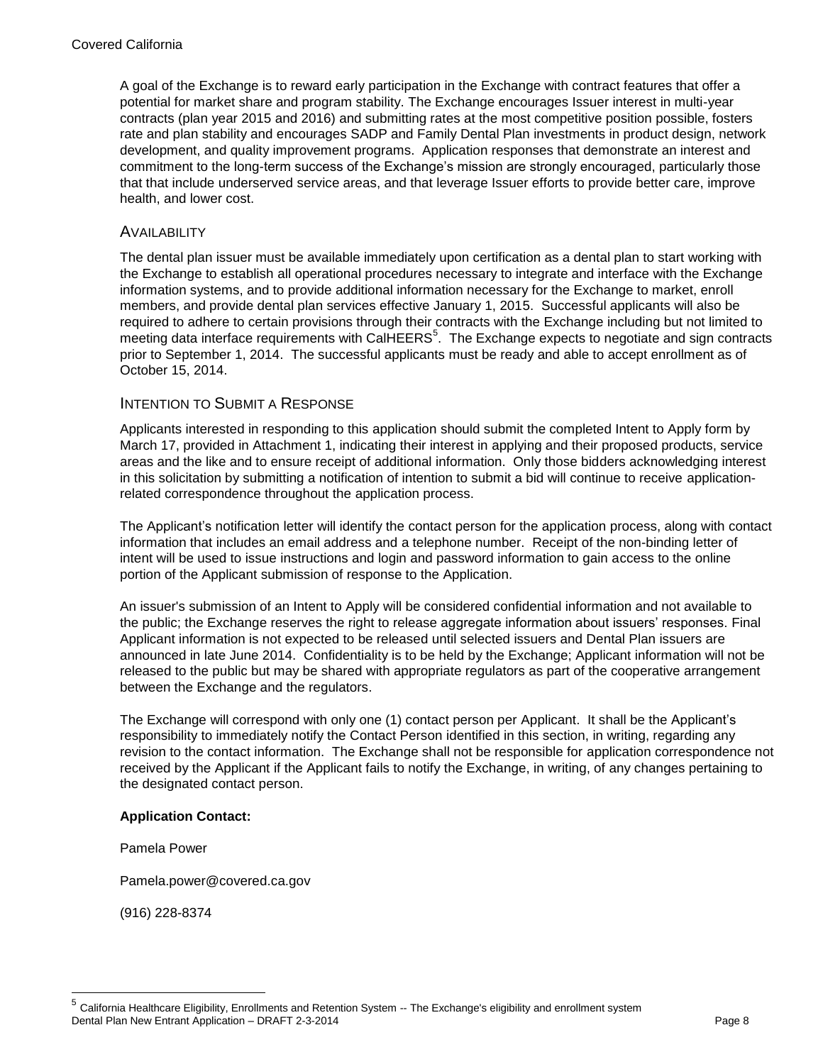A goal of the Exchange is to reward early participation in the Exchange with contract features that offer a potential for market share and program stability. The Exchange encourages Issuer interest in multi-year contracts (plan year 2015 and 2016) and submitting rates at the most competitive position possible, fosters rate and plan stability and encourages SADP and Family Dental Plan investments in product design, network development, and quality improvement programs. Application responses that demonstrate an interest and commitment to the long-term success of the Exchange's mission are strongly encouraged, particularly those that that include underserved service areas, and that leverage Issuer efforts to provide better care, improve health, and lower cost.

## Availability

The dental plan issuer must be available immediately upon certification as a dental plan to start working with the Exchange to establish all operational procedures necessary to integrate and interface with the Exchange information systems, and to provide additional information necessary for the Exchange to market, enroll members, and provide dental plan services effective January 1, 2015. Successful applicants will also be required to adhere to certain provisions through their contracts with the Exchange including but not limited to meeting data interface requirements with CalHEERS[5]. The Exchange expects to negotiate and sign contracts prior to September 1, 2014. The successful applicants must be ready and able to accept enrollment as of October 15, 2014.

## Intention to Submit a Response

Applicants interested in responding to this application should submit the completed Intent to Apply form by March 17, provided in Attachment 1, indicating their interest in applying and their proposed products, service areas and the like and to ensure receipt of additional information. Only those bidders acknowledging interest in this solicitation by submitting a notification of intention to submit a bid will continue to receive application-related correspondence throughout the application process.

The Applicant's notification letter will identify the contact person for the application process, along with contact information that includes an email address and a telephone number. Receipt of the non-binding letter of intent will be used to issue instructions and login and password information to gain access to the online portion of the Applicant submission of response to the Application.

An issuer's submission of an Intent to Apply will be considered confidential information and not available to the public; the Exchange reserves the right to release aggregate information about issuers' responses. Final Applicant information is not expected to be released until selected issuers and Dental Plan issuers are announced in late June 2014. Confidentiality is to be held by the Exchange; Applicant information will not be released to the public but may be shared with appropriate regulators as part of the cooperative arrangement between the Exchange and the regulators.

The Exchange will correspond with only one (1) contact person per Applicant. It shall be the Applicant's responsibility to immediately notify the Contact Person identified in this section, in writing, regarding any revision to the contact information. The Exchange shall not be responsible for application correspondence not received by the Applicant if the Applicant fails to notify the Exchange, in writing, of any changes pertaining to the designated contact person.

**Application Contact:**

Pamela Power

Pamela.power@covered.ca.gov

(916) 228-8374

---

[5] California Healthcare Eligibility, Enrollments and Retention System -- The Exchange's eligibility and enrollment system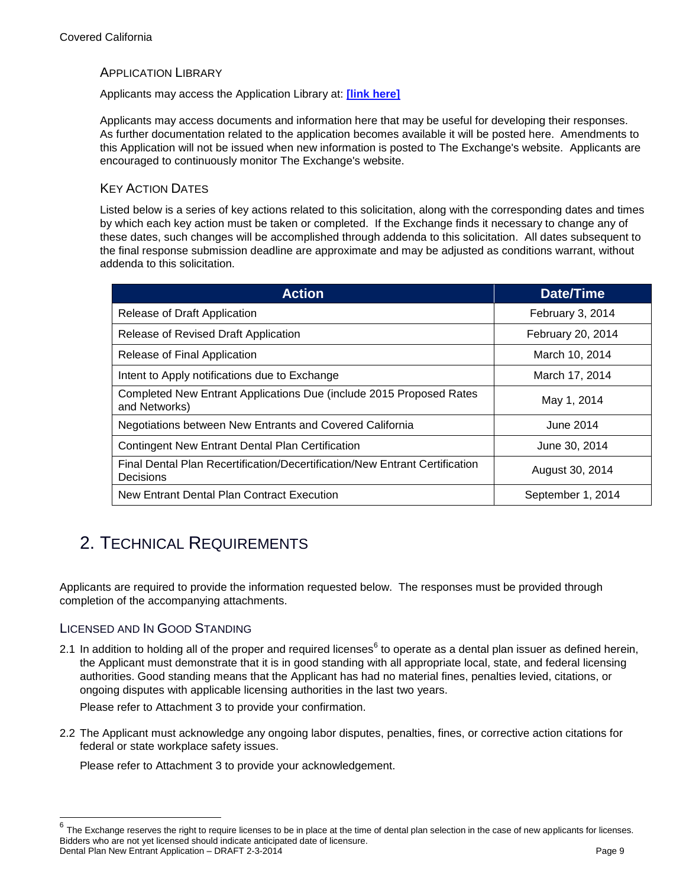### Application Library

Applicants may access the Application Library at: **[link here]**

Applicants may access documents and information here that may be useful for developing their responses. As further documentation related to the application becomes available it will be posted here. Amendments to this Application will not be issued when new information is posted to The Exchange's website. Applicants are encouraged to continuously monitor The Exchange's website.

### Key Action Dates

Listed below is a series of key actions related to this solicitation, along with the corresponding dates and times by which each key action must be taken or completed. If the Exchange finds it necessary to change any of these dates, such changes will be accomplished through addenda to this solicitation. All dates subsequent to the final response submission deadline are approximate and may be adjusted as conditions warrant, without addenda to this solicitation.

| Action | Date/Time |
|---|---|
| Release of Draft Application | February 3, 2014 |
| Release of Revised Draft Application | February 20, 2014 |
| Release of Final Application | March 10, 2014 |
| Intent to Apply notifications due to Exchange | March 17, 2014 |
| Completed New Entrant Applications Due (include 2015 Proposed Rates and Networks) | May 1, 2014 |
| Negotiations between New Entrants and Covered California | June 2014 |
| Contingent New Entrant Dental Plan Certification | June 30, 2014 |
| Final Dental Plan Recertification/Decertification/New Entrant Certification Decisions | August 30, 2014 |
| New Entrant Dental Plan Contract Execution | September 1, 2014 |

# 2. Technical Requirements

Applicants are required to provide the information requested below. The responses must be provided through completion of the accompanying attachments.

## Licensed and In Good Standing

2.1 In addition to holding all of the proper and required licenses[6] to operate as a dental plan issuer as defined herein, the Applicant must demonstrate that it is in good standing with all appropriate local, state, and federal licensing authorities. Good standing means that the Applicant has had no material fines, penalties levied, citations, or ongoing disputes with applicable licensing authorities in the last two years.

Please refer to Attachment 3 to provide your confirmation.

2.2 The Applicant must acknowledge any ongoing labor disputes, penalties, fines, or corrective action citations for federal or state workplace safety issues.

Please refer to Attachment 3 to provide your acknowledgement.

[6] The Exchange reserves the right to require licenses to be in place at the time of dental plan selection in the case of new applicants for licenses. Bidders who are not yet licensed should indicate anticipated date of licensure.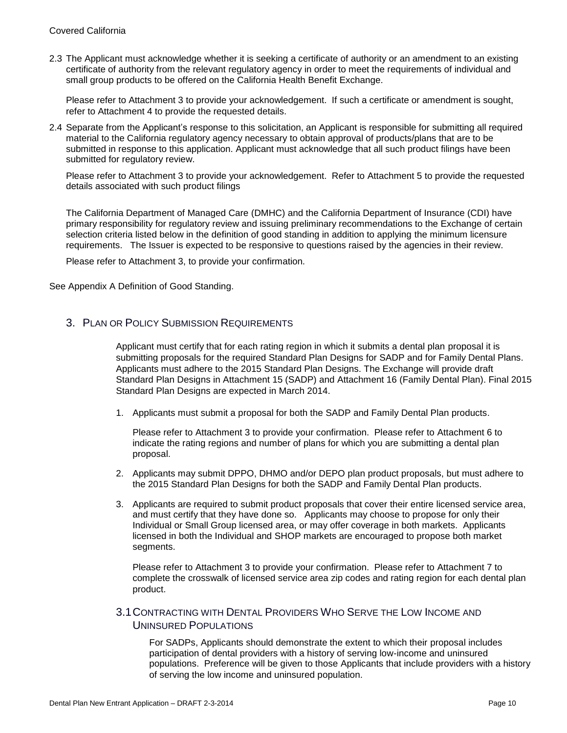2.3 The Applicant must acknowledge whether it is seeking a certificate of authority or an amendment to an existing certificate of authority from the relevant regulatory agency in order to meet the requirements of individual and small group products to be offered on the California Health Benefit Exchange.

Please refer to Attachment 3 to provide your acknowledgement. If such a certificate or amendment is sought, refer to Attachment 4 to provide the requested details.

2.4 Separate from the Applicant's response to this solicitation, an Applicant is responsible for submitting all required material to the California regulatory agency necessary to obtain approval of products/plans that are to be submitted in response to this application. Applicant must acknowledge that all such product filings have been submitted for regulatory review.

Please refer to Attachment 3 to provide your acknowledgement. Refer to Attachment 5 to provide the requested details associated with such product filings

The California Department of Managed Care (DMHC) and the California Department of Insurance (CDI) have primary responsibility for regulatory review and issuing preliminary recommendations to the Exchange of certain selection criteria listed below in the definition of good standing in addition to applying the minimum licensure requirements. The Issuer is expected to be responsive to questions raised by the agencies in their review.

Please refer to Attachment 3, to provide your confirmation.

See Appendix A Definition of Good Standing.

## 3. Plan or Policy Submission Requirements

Applicant must certify that for each rating region in which it submits a dental plan proposal it is submitting proposals for the required Standard Plan Designs for SADP and for Family Dental Plans. Applicants must adhere to the 2015 Standard Plan Designs. The Exchange will provide draft Standard Plan Designs in Attachment 15 (SADP) and Attachment 16 (Family Dental Plan). Final 2015 Standard Plan Designs are expected in March 2014.

1. Applicants must submit a proposal for both the SADP and Family Dental Plan products.

   Please refer to Attachment 3 to provide your confirmation. Please refer to Attachment 6 to indicate the rating regions and number of plans for which you are submitting a dental plan proposal.

2. Applicants may submit DPPO, DHMO and/or DEPO plan product proposals, but must adhere to the 2015 Standard Plan Designs for both the SADP and Family Dental Plan products.

3. Applicants are required to submit product proposals that cover their entire licensed service area, and must certify that they have done so. Applicants may choose to propose for only their Individual or Small Group licensed area, or may offer coverage in both markets. Applicants licensed in both the Individual and SHOP markets are encouraged to propose both market segments.

   Please refer to Attachment 3 to provide your confirmation. Please refer to Attachment 7 to complete the crosswalk of licensed service area zip codes and rating region for each dental plan product.

### 3.1 Contracting with Dental Providers Who Serve the Low Income and Uninsured Populations

For SADPs, Applicants should demonstrate the extent to which their proposal includes participation of dental providers with a history of serving low-income and uninsured populations. Preference will be given to those Applicants that include providers with a history of serving the low income and uninsured population.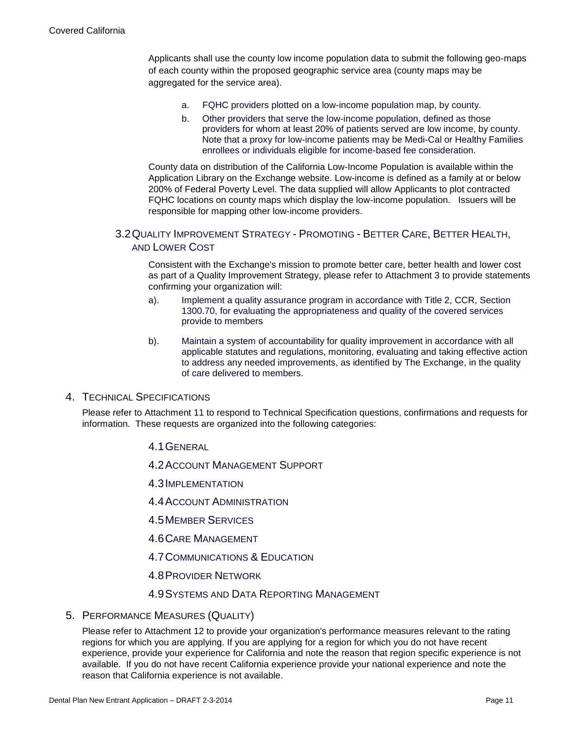Applicants shall use the county low income population data to submit the following geo-maps of each county within the proposed geographic service area (county maps may be aggregated for the service area).

a. FQHC providers plotted on a low-income population map, by county.

b. Other providers that serve the low-income population, defined as those providers for whom at least 20% of patients served are low income, by county. Note that a proxy for low-income patients may be Medi-Cal or Healthy Families enrollees or individuals eligible for income-based fee consideration.

County data on distribution of the California Low-Income Population is available within the Application Library on the Exchange website. Low-income is defined as a family at or below 200% of Federal Poverty Level. The data supplied will allow Applicants to plot contracted FQHC locations on county maps which display the low-income population. Issuers will be responsible for mapping other low-income providers.

### 3.2 Quality Improvement Strategy - Promoting - Better Care, Better Health, and Lower Cost

Consistent with the Exchange's mission to promote better care, better health and lower cost as part of a Quality Improvement Strategy, please refer to Attachment 3 to provide statements confirming your organization will:

a). Implement a quality assurance program in accordance with Title 2, CCR, Section 1300.70, for evaluating the appropriateness and quality of the covered services provide to members

b). Maintain a system of accountability for quality improvement in accordance with all applicable statutes and regulations, monitoring, evaluating and taking effective action to address any needed improvements, as identified by The Exchange, in the quality of care delivered to members.

## 4. Technical Specifications

Please refer to Attachment 11 to respond to Technical Specification questions, confirmations and requests for information. These requests are organized into the following categories:

### 4.1 General

### 4.2 Account Management Support

### 4.3 Implementation

### 4.4 Account Administration

### 4.5 Member Services

### 4.6 Care Management

### 4.7 Communications & Education

### 4.8 Provider Network

### 4.9 Systems and Data Reporting Management

## 5. Performance Measures (Quality)

Please refer to Attachment 12 to provide your organization's performance measures relevant to the rating regions for which you are applying. If you are applying for a region for which you do not have recent experience, provide your experience for California and note the reason that region specific experience is not available. If you do not have recent California experience provide your national experience and note the reason that California experience is not available.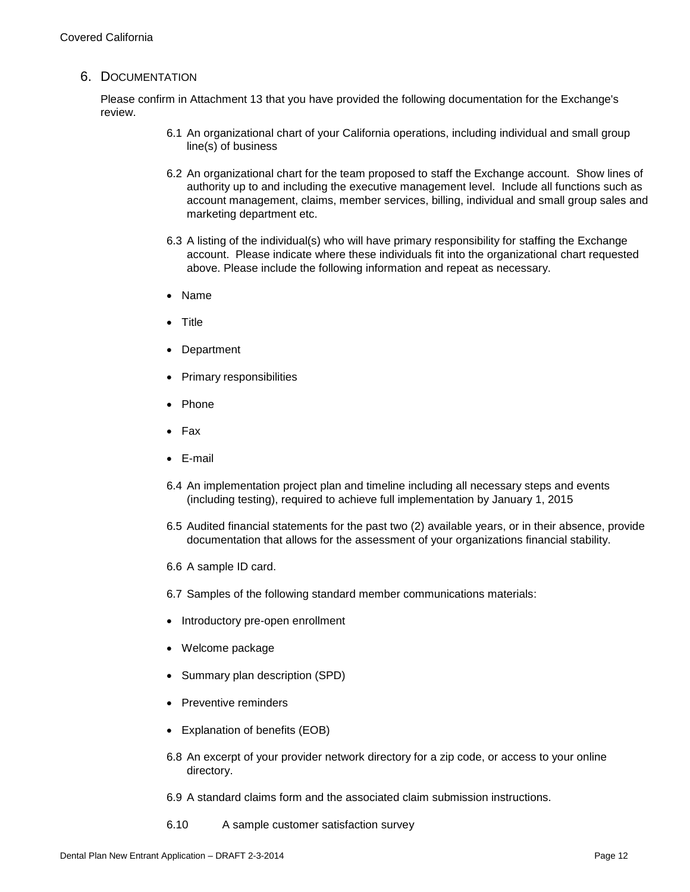## 6. Documentation

Please confirm in Attachment 13 that you have provided the following documentation for the Exchange's review.

6.1 An organizational chart of your California operations, including individual and small group line(s) of business

6.2 An organizational chart for the team proposed to staff the Exchange account. Show lines of authority up to and including the executive management level. Include all functions such as account management, claims, member services, billing, individual and small group sales and marketing department etc.

6.3 A listing of the individual(s) who will have primary responsibility for staffing the Exchange account. Please indicate where these individuals fit into the organizational chart requested above. Please include the following information and repeat as necessary.

- Name
- Title
- Department
- Primary responsibilities
- Phone
- Fax
- E-mail

6.4 An implementation project plan and timeline including all necessary steps and events (including testing), required to achieve full implementation by January 1, 2015

6.5 Audited financial statements for the past two (2) available years, or in their absence, provide documentation that allows for the assessment of your organizations financial stability.

6.6 A sample ID card.

6.7 Samples of the following standard member communications materials:

- Introductory pre-open enrollment
- Welcome package
- Summary plan description (SPD)
- Preventive reminders
- Explanation of benefits (EOB)

6.8 An excerpt of your provider network directory for a zip code, or access to your online directory.

6.9 A standard claims form and the associated claim submission instructions.

6.10 A sample customer satisfaction survey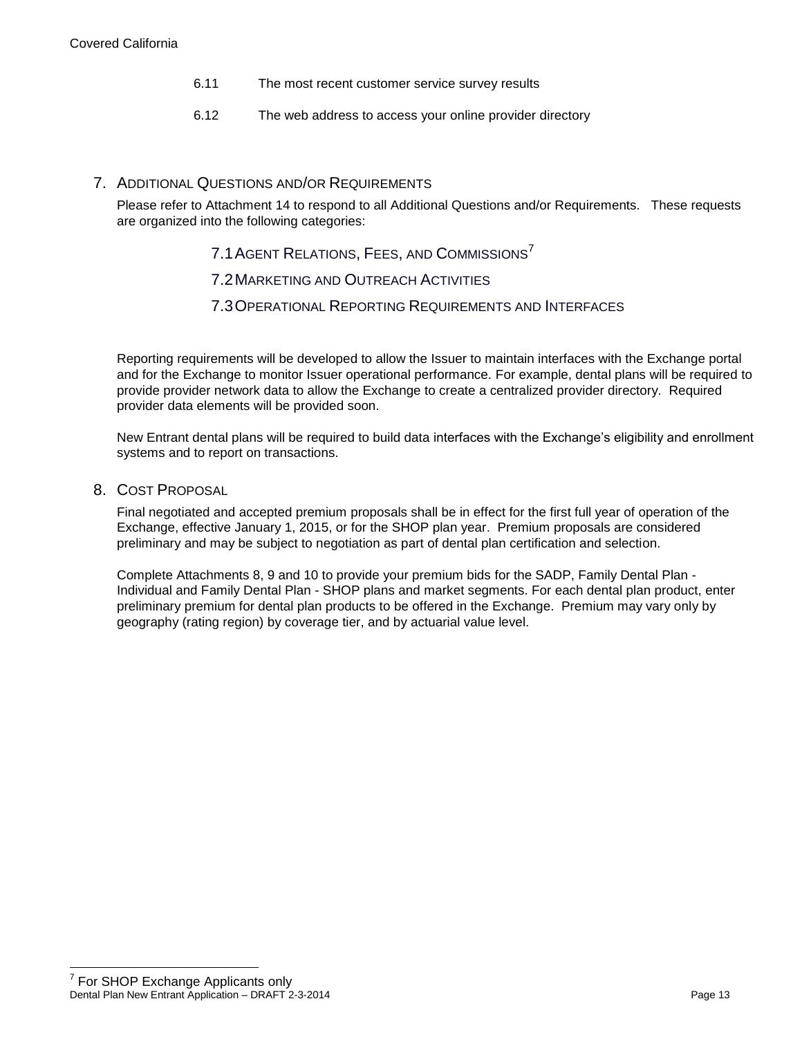6.11 The most recent customer service survey results

6.12 The web address to access your online provider directory

## 7. Additional Questions and/or Requirements

Please refer to Attachment 14 to respond to all Additional Questions and/or Requirements. These requests are organized into the following categories:

### 7.1 Agent Relations, Fees, and Commissions[7]

### 7.2 Marketing and Outreach Activities

### 7.3 Operational Reporting Requirements and Interfaces

Reporting requirements will be developed to allow the Issuer to maintain interfaces with the Exchange portal and for the Exchange to monitor Issuer operational performance. For example, dental plans will be required to provide provider network data to allow the Exchange to create a centralized provider directory. Required provider data elements will be provided soon.

New Entrant dental plans will be required to build data interfaces with the Exchange's eligibility and enrollment systems and to report on transactions.

## 8. Cost Proposal

Final negotiated and accepted premium proposals shall be in effect for the first full year of operation of the Exchange, effective January 1, 2015, or for the SHOP plan year. Premium proposals are considered preliminary and may be subject to negotiation as part of dental plan certification and selection.

Complete Attachments 8, 9 and 10 to provide your premium bids for the SADP, Family Dental Plan - Individual and Family Dental Plan - SHOP plans and market segments. For each dental plan product, enter preliminary premium for dental plan products to be offered in the Exchange. Premium may vary only by geography (rating region) by coverage tier, and by actuarial value level.

---

[7] For SHOP Exchange Applicants only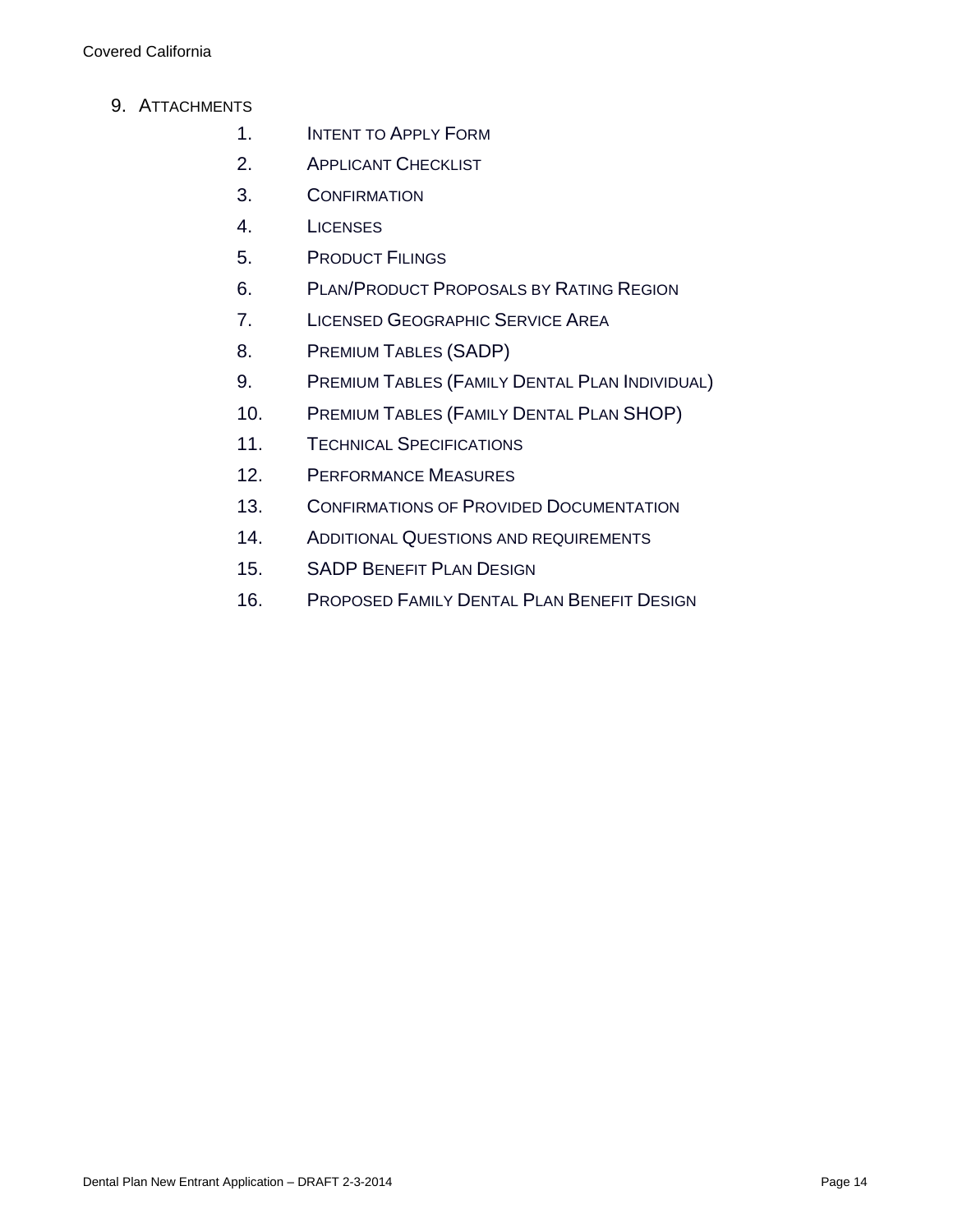## 9. Attachments

1. Intent to Apply Form
2. Applicant Checklist
3. Confirmation
4. Licenses
5. Product Filings
6. Plan/Product Proposals by Rating Region
7. Licensed Geographic Service Area
8. Premium Tables (SADP)
9. Premium Tables (Family Dental Plan Individual)
10. Premium Tables (Family Dental Plan SHOP)
11. Technical Specifications
12. Performance Measures
13. Confirmations of Provided Documentation
14. Additional Questions and requirements
15. SADP Benefit Plan Design
16. Proposed Family Dental Plan Benefit Design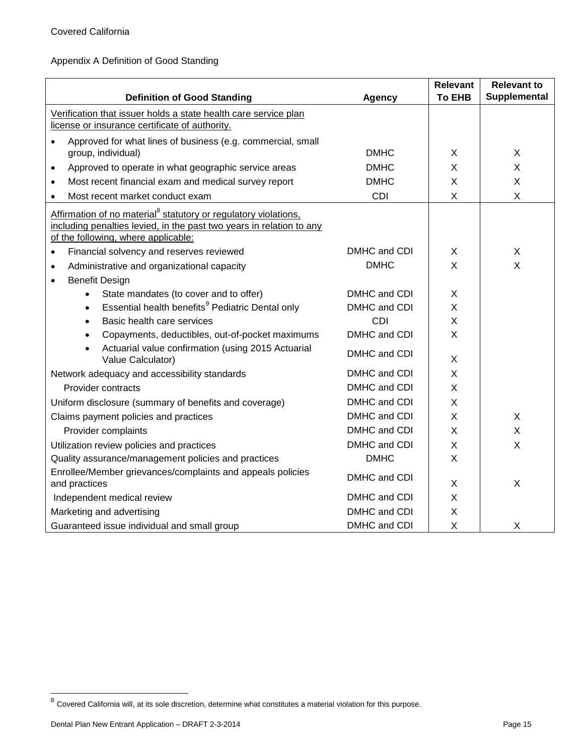Covered California

Appendix A Definition of Good Standing

| Definition of Good Standing | Agency | Relevant To EHB | Relevant to Supplemental |
|---|---|---|---|
| Verification that issuer holds a state health care service plan license or insurance certificate of authority. | | | |
| • Approved for what lines of business (e.g. commercial, small group, individual) | DMHC | X | X |
| • Approved to operate in what geographic service areas | DMHC | X | X |
| • Most recent financial exam and medical survey report | DMHC | X | X |
| • Most recent market conduct exam | CDI | X | X |
| Affirmation of no material[8] statutory or regulatory violations, including penalties levied, in the past two years in relation to any of the following, where applicable: | | | |
| • Financial solvency and reserves reviewed | DMHC and CDI | X | X |
| • Administrative and organizational capacity | DMHC | X | X |
| • Benefit Design | | | |
| &nbsp;&nbsp;&nbsp;&nbsp;• State mandates (to cover and to offer) | DMHC and CDI | X | |
| &nbsp;&nbsp;&nbsp;&nbsp;• Essential health benefits[9] Pediatric Dental only | DMHC and CDI | X | |
| &nbsp;&nbsp;&nbsp;&nbsp;• Basic health care services | CDI | X | |
| &nbsp;&nbsp;&nbsp;&nbsp;• Copayments, deductibles, out-of-pocket maximums | DMHC and CDI | X | |
| &nbsp;&nbsp;&nbsp;&nbsp;• Actuarial value confirmation (using 2015 Actuarial Value Calculator) | DMHC and CDI | X | |
| Network adequacy and accessibility standards | DMHC and CDI | X | |
| Provider contracts | DMHC and CDI | X | |
| Uniform disclosure (summary of benefits and coverage) | DMHC and CDI | X | |
| Claims payment policies and practices | DMHC and CDI | X | X |
| Provider complaints | DMHC and CDI | X | X |
| Utilization review policies and practices | DMHC and CDI | X | X |
| Quality assurance/management policies and practices | DMHC | X | |
| Enrollee/Member grievances/complaints and appeals policies and practices | DMHC and CDI | X | X |
| Independent medical review | DMHC and CDI | X | |
| Marketing and advertising | DMHC and CDI | X | |
| Guaranteed issue individual and small group | DMHC and CDI | X | X |

[8] Covered California will, at its sole discretion, determine what constitutes a material violation for this purpose.